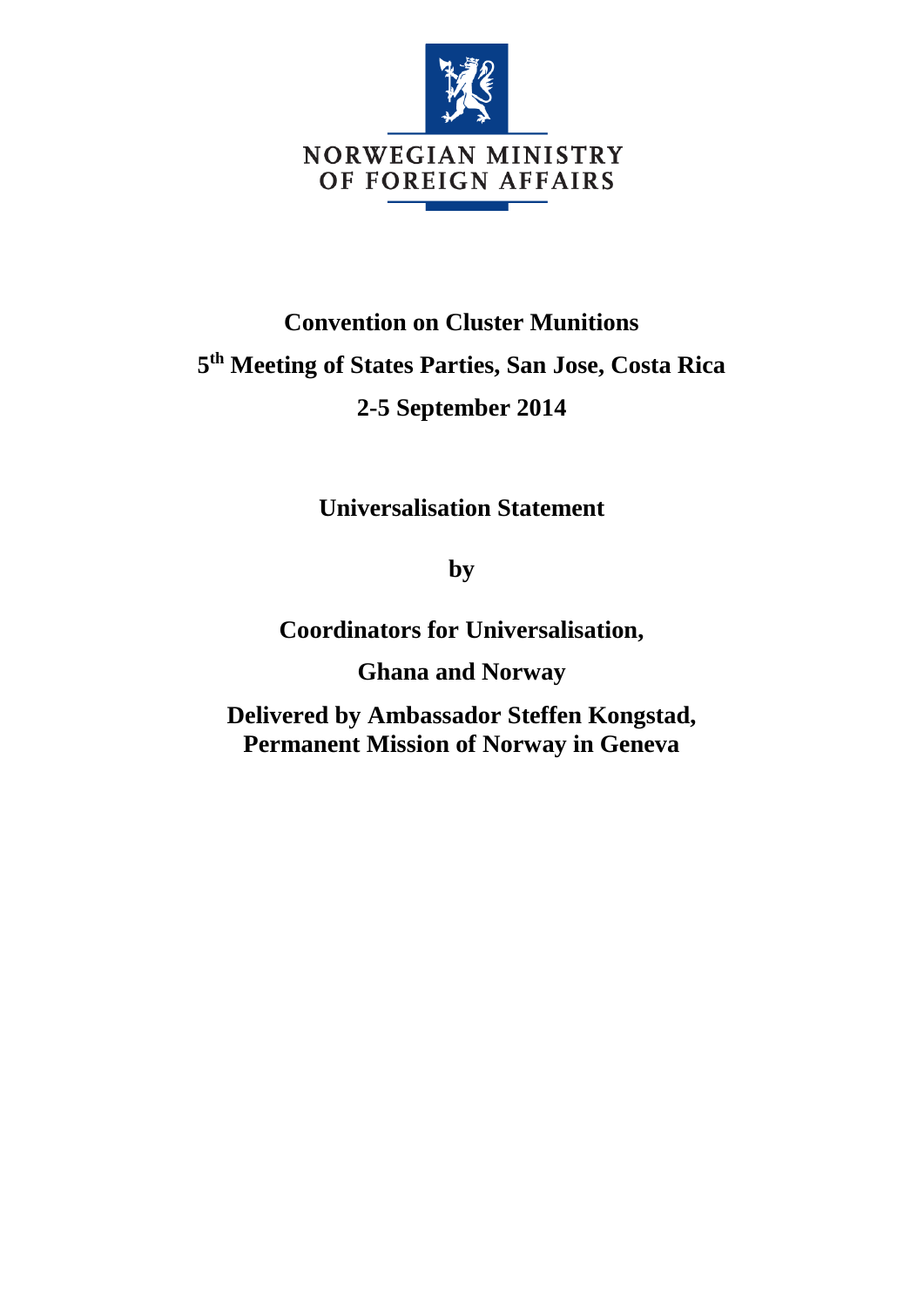NORWEGIAN MINISTRY OF FOREIGN AFFAIRS

# Convention on Cluster Munitions

## 5th Meeting of States Parties, San Jose, Costa Rica

## 2-5 September 2014

**Universalisation Statement**

**by**

**Coordinators for Universalisation,**

**Ghana and Norway**

**Delivered by Ambassador Steffen Kongstad, Permanent Mission of Norway in Geneva**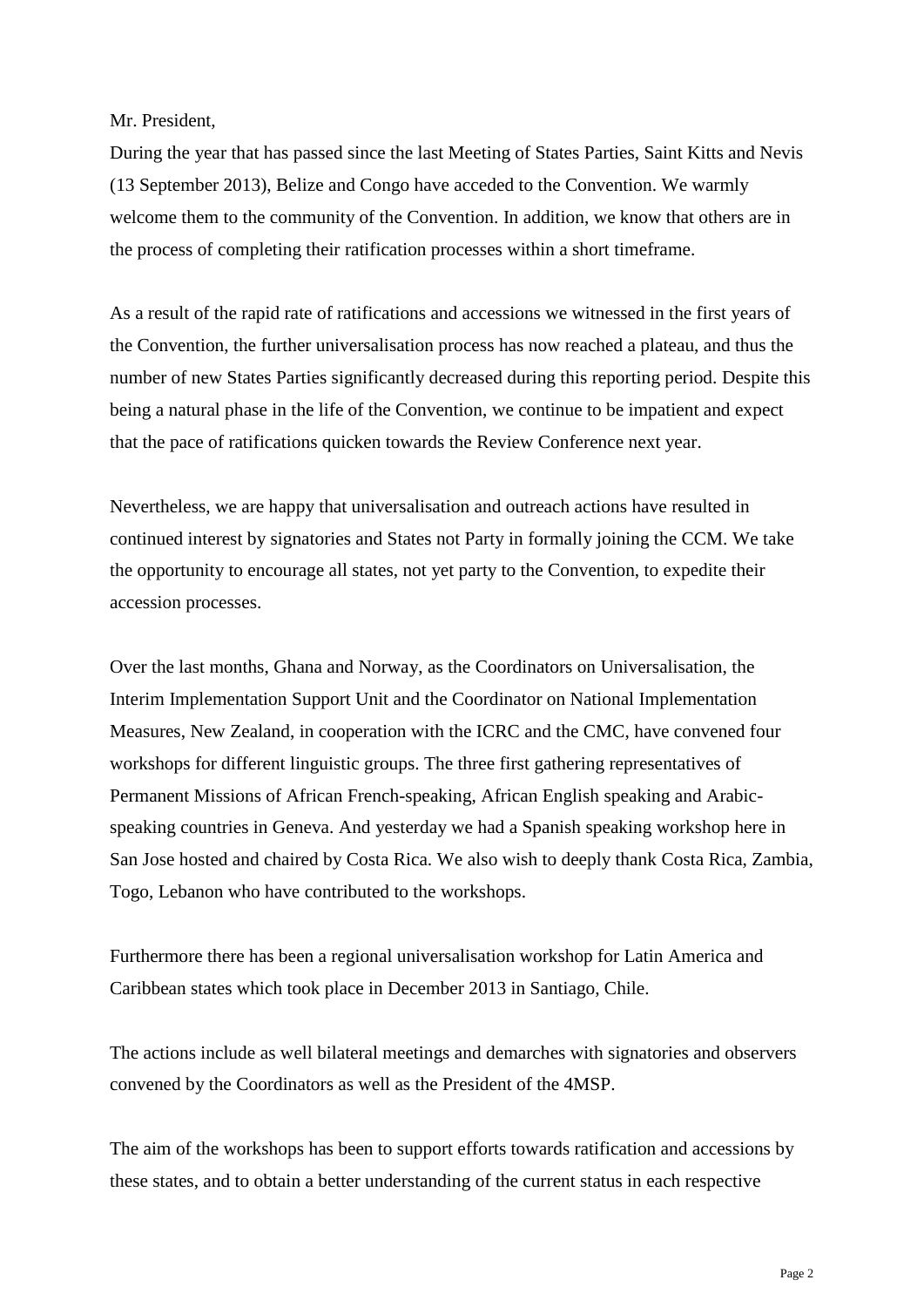Mr. President,

During the year that has passed since the last Meeting of States Parties, Saint Kitts and Nevis (13 September 2013), Belize and Congo have acceded to the Convention. We warmly welcome them to the community of the Convention. In addition, we know that others are in the process of completing their ratification processes within a short timeframe.

As a result of the rapid rate of ratifications and accessions we witnessed in the first years of the Convention, the further universalisation process has now reached a plateau, and thus the number of new States Parties significantly decreased during this reporting period. Despite this being a natural phase in the life of the Convention, we continue to be impatient and expect that the pace of ratifications quicken towards the Review Conference next year.

Nevertheless, we are happy that universalisation and outreach actions have resulted in continued interest by signatories and States not Party in formally joining the CCM. We take the opportunity to encourage all states, not yet party to the Convention, to expedite their accession processes.

Over the last months, Ghana and Norway, as the Coordinators on Universalisation, the Interim Implementation Support Unit and the Coordinator on National Implementation Measures, New Zealand, in cooperation with the ICRC and the CMC, have convened four workshops for different linguistic groups. The three first gathering representatives of Permanent Missions of African French-speaking, African English speaking and Arabic-speaking countries in Geneva. And yesterday we had a Spanish speaking workshop here in San Jose hosted and chaired by Costa Rica. We also wish to deeply thank Costa Rica, Zambia, Togo, Lebanon who have contributed to the workshops.

Furthermore there has been a regional universalisation workshop for Latin America and Caribbean states which took place in December 2013 in Santiago, Chile.

The actions include as well bilateral meetings and demarches with signatories and observers convened by the Coordinators as well as the President of the 4MSP.

The aim of the workshops has been to support efforts towards ratification and accessions by these states, and to obtain a better understanding of the current status in each respective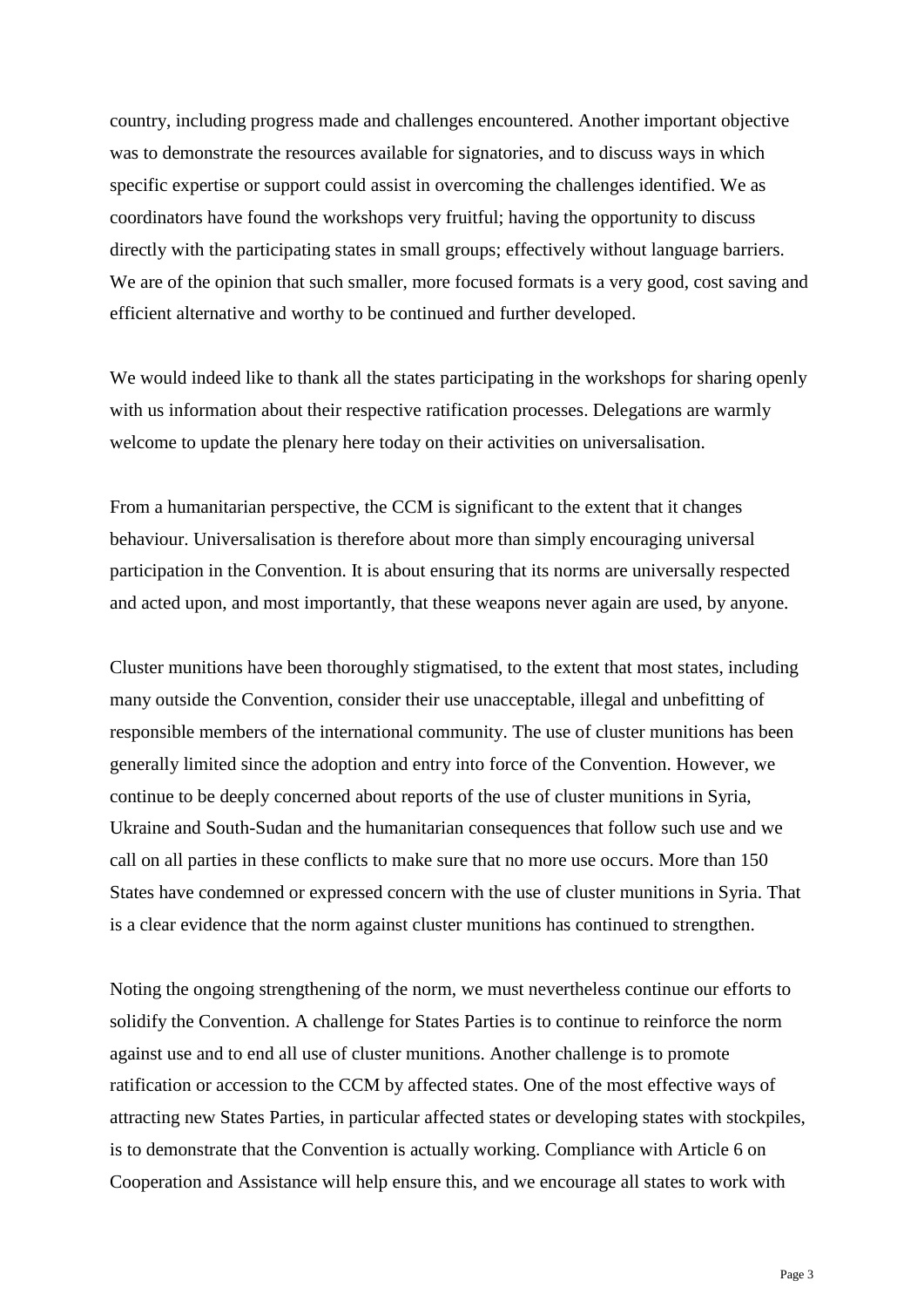country, including progress made and challenges encountered. Another important objective was to demonstrate the resources available for signatories, and to discuss ways in which specific expertise or support could assist in overcoming the challenges identified. We as coordinators have found the workshops very fruitful; having the opportunity to discuss directly with the participating states in small groups; effectively without language barriers. We are of the opinion that such smaller, more focused formats is a very good, cost saving and efficient alternative and worthy to be continued and further developed.

We would indeed like to thank all the states participating in the workshops for sharing openly with us information about their respective ratification processes. Delegations are warmly welcome to update the plenary here today on their activities on universalisation.

From a humanitarian perspective, the CCM is significant to the extent that it changes behaviour. Universalisation is therefore about more than simply encouraging universal participation in the Convention. It is about ensuring that its norms are universally respected and acted upon, and most importantly, that these weapons never again are used, by anyone.

Cluster munitions have been thoroughly stigmatised, to the extent that most states, including many outside the Convention, consider their use unacceptable, illegal and unbefitting of responsible members of the international community. The use of cluster munitions has been generally limited since the adoption and entry into force of the Convention. However, we continue to be deeply concerned about reports of the use of cluster munitions in Syria, Ukraine and South-Sudan and the humanitarian consequences that follow such use and we call on all parties in these conflicts to make sure that no more use occurs. More than 150 States have condemned or expressed concern with the use of cluster munitions in Syria. That is a clear evidence that the norm against cluster munitions has continued to strengthen.

Noting the ongoing strengthening of the norm, we must nevertheless continue our efforts to solidify the Convention. A challenge for States Parties is to continue to reinforce the norm against use and to end all use of cluster munitions. Another challenge is to promote ratification or accession to the CCM by affected states. One of the most effective ways of attracting new States Parties, in particular affected states or developing states with stockpiles, is to demonstrate that the Convention is actually working. Compliance with Article 6 on Cooperation and Assistance will help ensure this, and we encourage all states to work with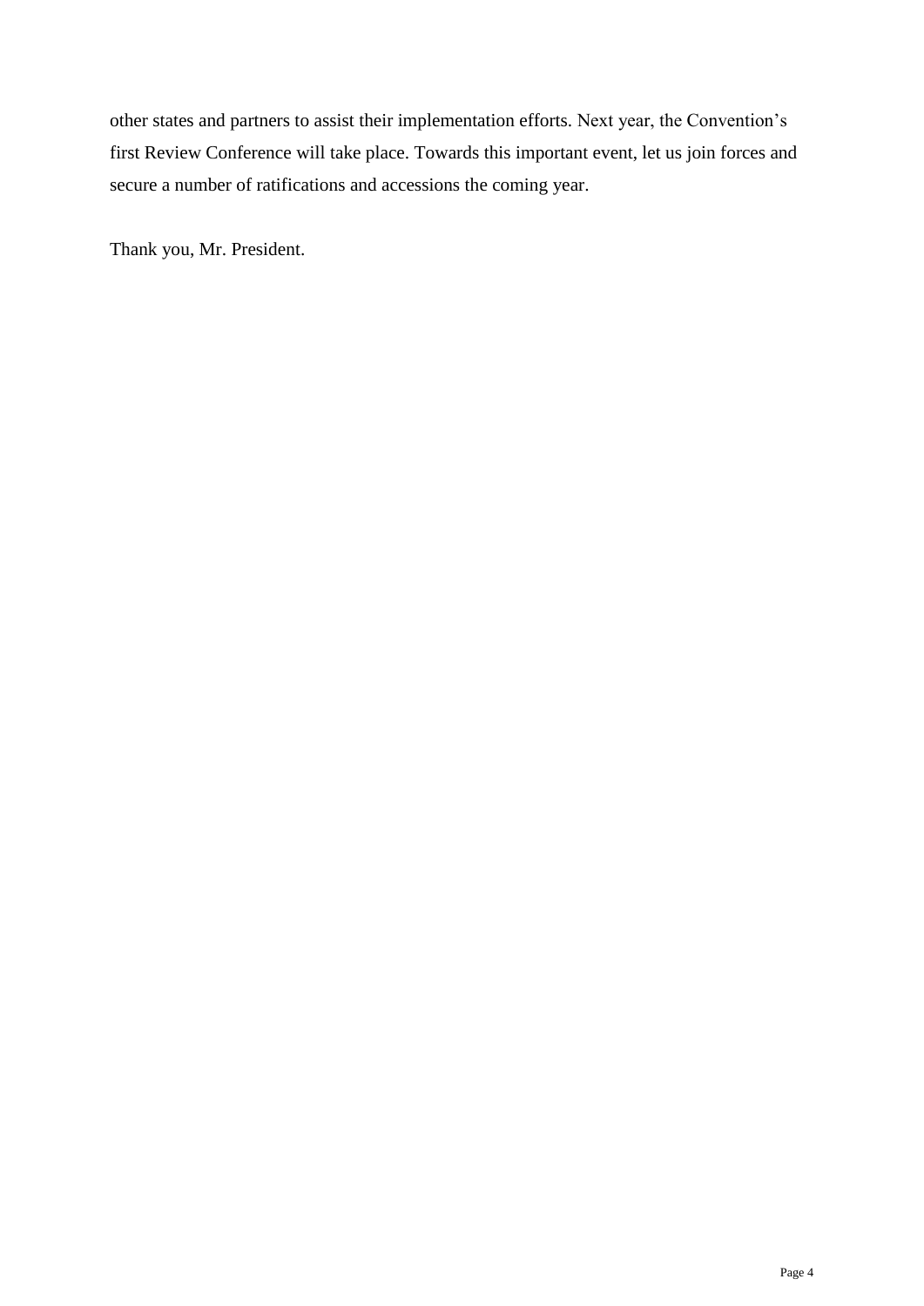other states and partners to assist their implementation efforts. Next year, the Convention's first Review Conference will take place. Towards this important event, let us join forces and secure a number of ratifications and accessions the coming year.

Thank you, Mr. President.